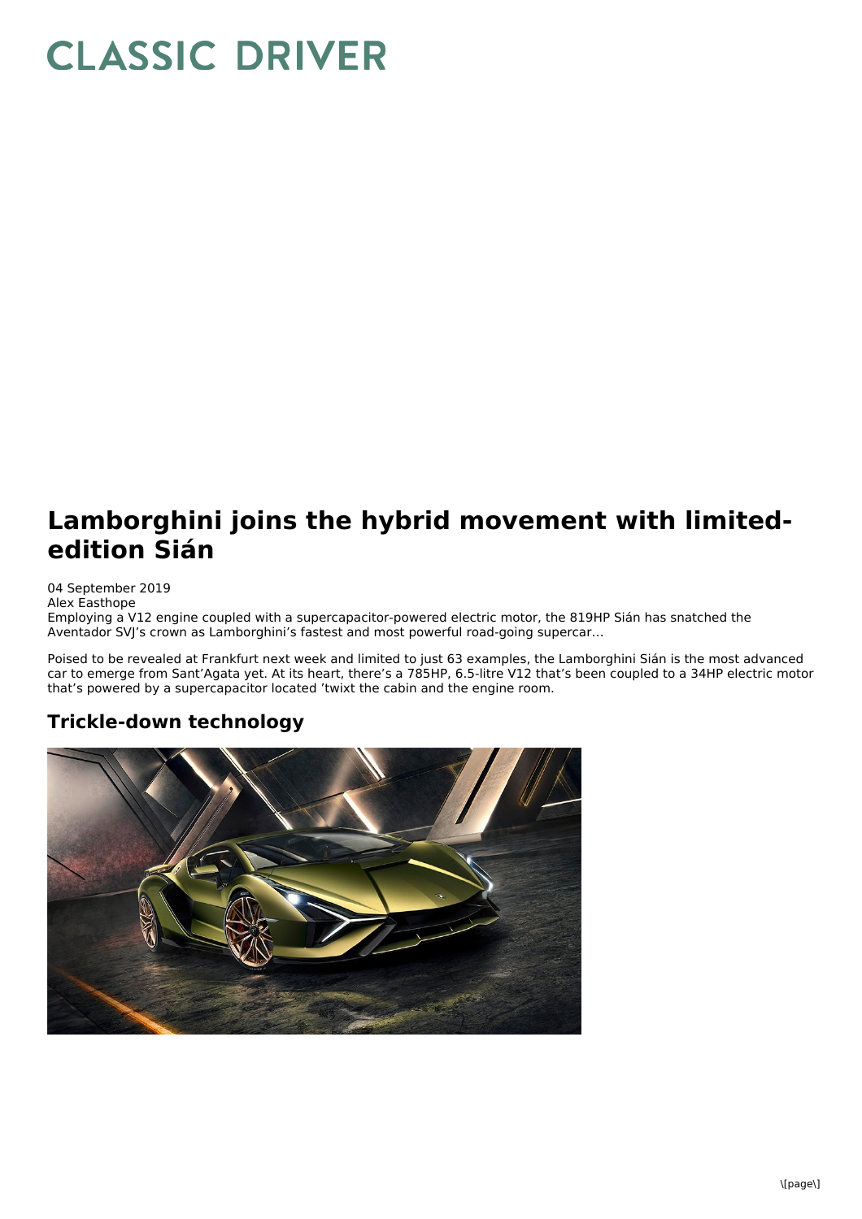# CLASSIC DRIVER

# Lamborghini joins the hybrid movement with limited-edition Sián

04 September 2019
Alex Easthope

Employing a V12 engine coupled with a supercapacitor-powered electric motor, the 819HP Sián has snatched the Aventador SVJ's crown as Lamborghini's fastest and most powerful road-going supercar…

Poised to be revealed at Frankfurt next week and limited to just 63 examples, the Lamborghini Sián is the most advanced car to emerge from Sant'Agata yet. At its heart, there's a 785HP, 6.5-litre V12 that's been coupled to a 34HP electric motor that's powered by a supercapacitor located 'twixt the cabin and the engine room.

## Trickle-down technology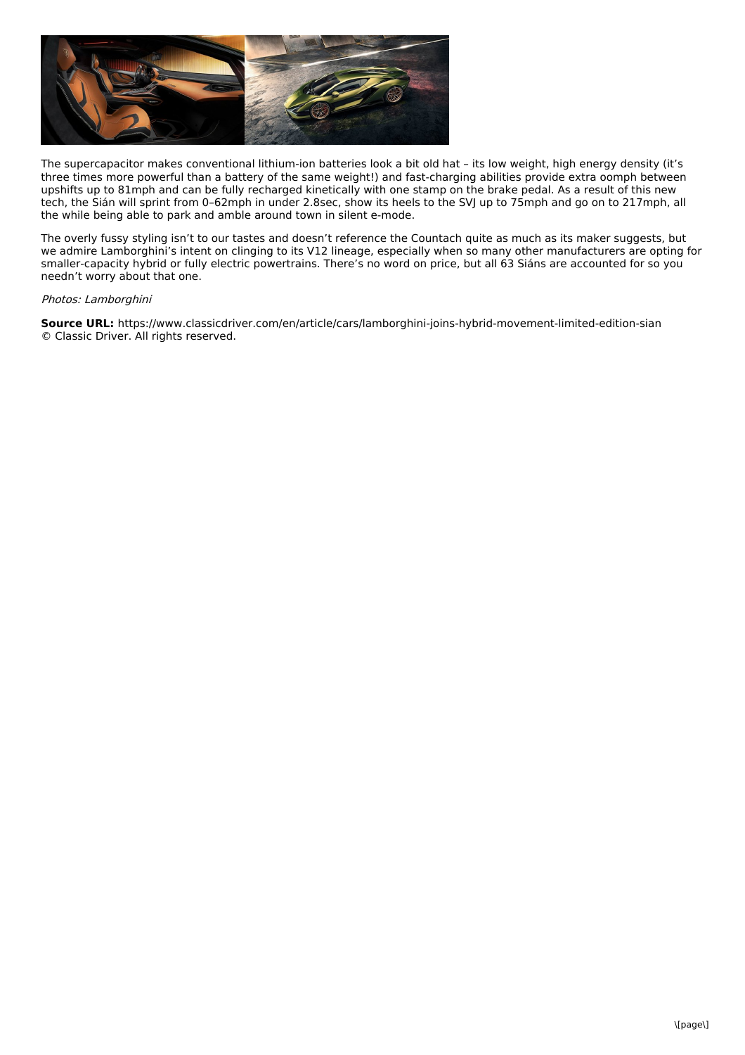The supercapacitor makes conventional lithium-ion batteries look a bit old hat – its low weight, high energy density (it's three times more powerful than a battery of the same weight!) and fast-charging abilities provide extra oomph between upshifts up to 81mph and can be fully recharged kinetically with one stamp on the brake pedal. As a result of this new tech, the Sián will sprint from 0–62mph in under 2.8sec, show its heels to the SVJ up to 75mph and go on to 217mph, all the while being able to park and amble around town in silent e-mode.

The overly fussy styling isn't to our tastes and doesn't reference the Countach quite as much as its maker suggests, but we admire Lamborghini's intent on clinging to its V12 lineage, especially when so many other manufacturers are opting for smaller-capacity hybrid or fully electric powertrains. There's no word on price, but all 63 Siáns are accounted for so you needn't worry about that one.

*Photos: Lamborghini*

**Source URL:** https://www.classicdriver.com/en/article/cars/lamborghini-joins-hybrid-movement-limited-edition-sian
© Classic Driver. All rights reserved.